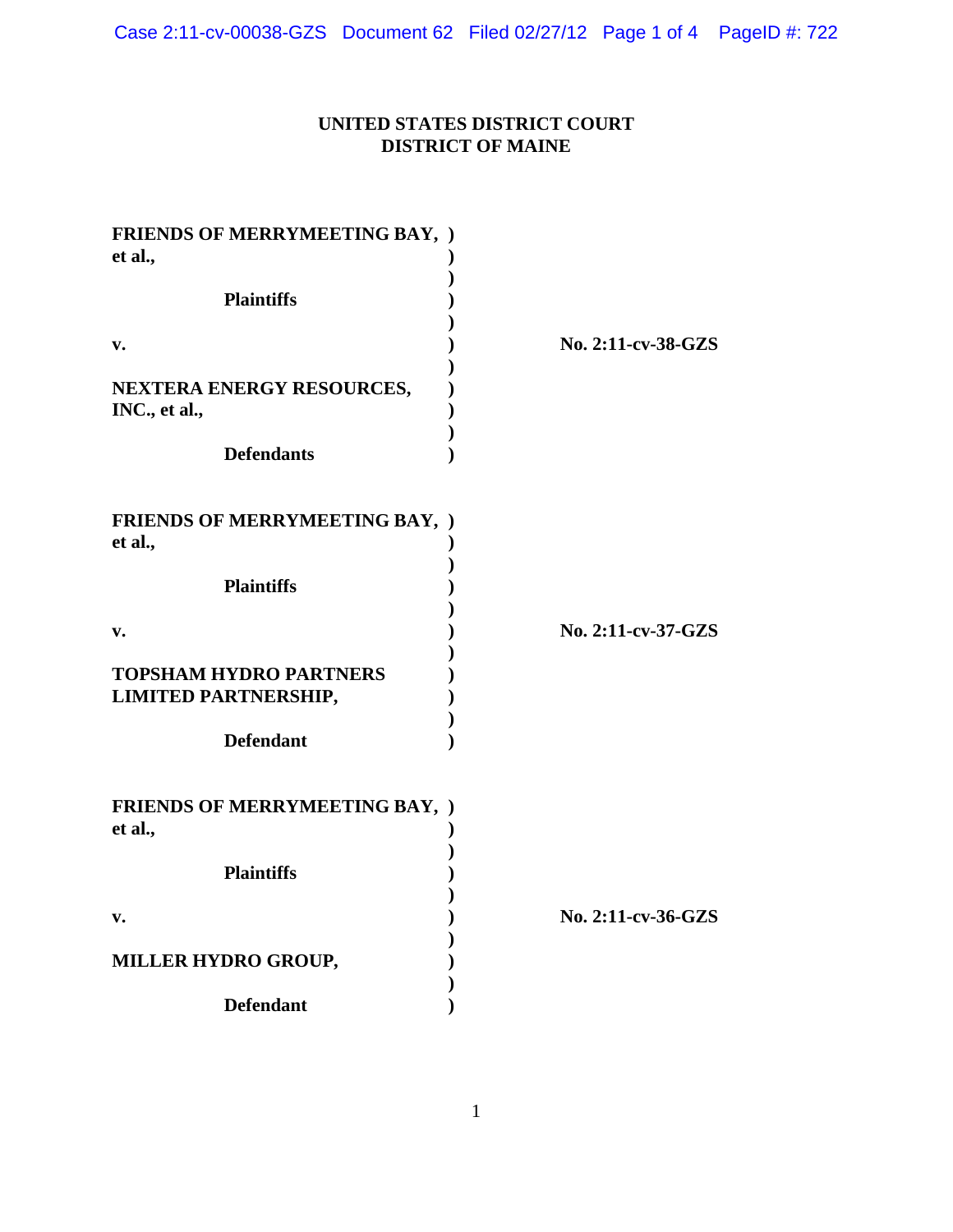**UNITED STATES DISTRICT COURT**
**DISTRICT OF MAINE**

| | | |
|---|---|---|
| **FRIENDS OF MERRYMEETING BAY, et al.,** | ) | |
| **Plaintiffs** | ) | |
| **v.** | ) | **No. 2:11-cv-38-GZS** |
| **NEXTERA ENERGY RESOURCES, INC., et al.,** | ) | |
| **Defendants** | ) | |

| | | |
|---|---|---|
| **FRIENDS OF MERRYMEETING BAY, et al.,** | ) | |
| **Plaintiffs** | ) | |
| **v.** | ) | **No. 2:11-cv-37-GZS** |
| **TOPSHAM HYDRO PARTNERS LIMITED PARTNERSHIP,** | ) | |
| **Defendant** | ) | |

| | | |
|---|---|---|
| **FRIENDS OF MERRYMEETING BAY, et al.,** | ) | |
| **Plaintiffs** | ) | |
| **v.** | ) | **No. 2:11-cv-36-GZS** |
| **MILLER HYDRO GROUP,** | ) | |
| **Defendant** | ) | |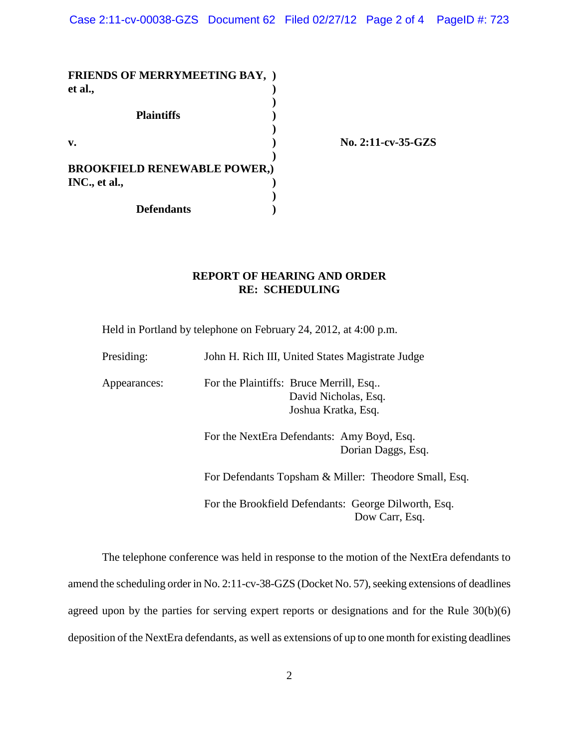**FRIENDS OF MERRYMEETING BAY, et al.,**

**Plaintiffs**

**v.**

**BROOKFIELD RENEWABLE POWER, INC., et al.,**

**Defendants**

**No. 2:11-cv-35-GZS**

## REPORT OF HEARING AND ORDER RE: SCHEDULING

Held in Portland by telephone on February 24, 2012, at 4:00 p.m.

Presiding: John H. Rich III, United States Magistrate Judge

Appearances: For the Plaintiffs: Bruce Merrill, Esq..
David Nicholas, Esq.
Joshua Kratka, Esq.

For the NextEra Defendants: Amy Boyd, Esq.
Dorian Daggs, Esq.

For Defendants Topsham & Miller: Theodore Small, Esq.

For the Brookfield Defendants: George Dilworth, Esq.
Dow Carr, Esq.

The telephone conference was held in response to the motion of the NextEra defendants to amend the scheduling order in No. 2:11-cv-38-GZS (Docket No. 57), seeking extensions of deadlines agreed upon by the parties for serving expert reports or designations and for the Rule 30(b)(6) deposition of the NextEra defendants, as well as extensions of up to one month for existing deadlines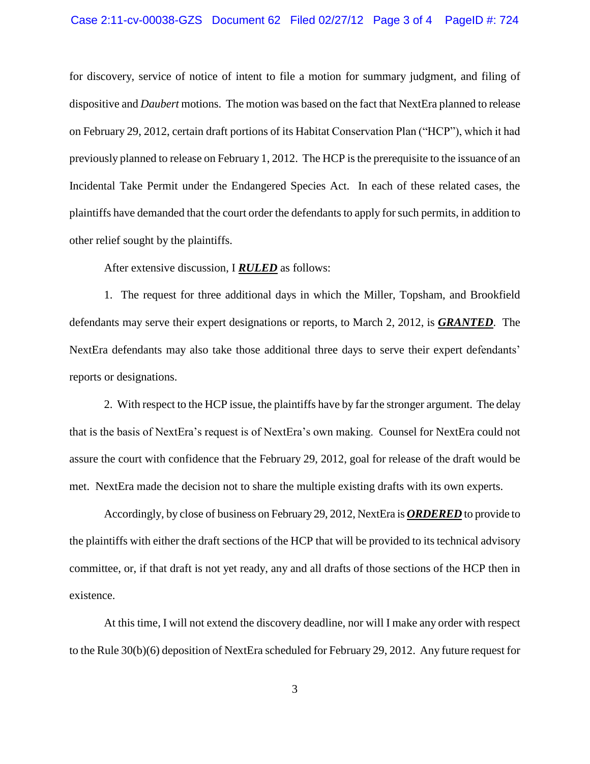for discovery, service of notice of intent to file a motion for summary judgment, and filing of dispositive and *Daubert* motions. The motion was based on the fact that NextEra planned to release on February 29, 2012, certain draft portions of its Habitat Conservation Plan ("HCP"), which it had previously planned to release on February 1, 2012. The HCP is the prerequisite to the issuance of an Incidental Take Permit under the Endangered Species Act. In each of these related cases, the plaintiffs have demanded that the court order the defendants to apply for such permits, in addition to other relief sought by the plaintiffs.

After extensive discussion, I ***RULED*** as follows:

1. The request for three additional days in which the Miller, Topsham, and Brookfield defendants may serve their expert designations or reports, to March 2, 2012, is ***GRANTED***. The NextEra defendants may also take those additional three days to serve their expert defendants' reports or designations.

2. With respect to the HCP issue, the plaintiffs have by far the stronger argument. The delay that is the basis of NextEra's request is of NextEra's own making. Counsel for NextEra could not assure the court with confidence that the February 29, 2012, goal for release of the draft would be met. NextEra made the decision not to share the multiple existing drafts with its own experts.

Accordingly, by close of business on February 29, 2012, NextEra is ***ORDERED*** to provide to the plaintiffs with either the draft sections of the HCP that will be provided to its technical advisory committee, or, if that draft is not yet ready, any and all drafts of those sections of the HCP then in existence.

At this time, I will not extend the discovery deadline, nor will I make any order with respect to the Rule 30(b)(6) deposition of NextEra scheduled for February 29, 2012. Any future request for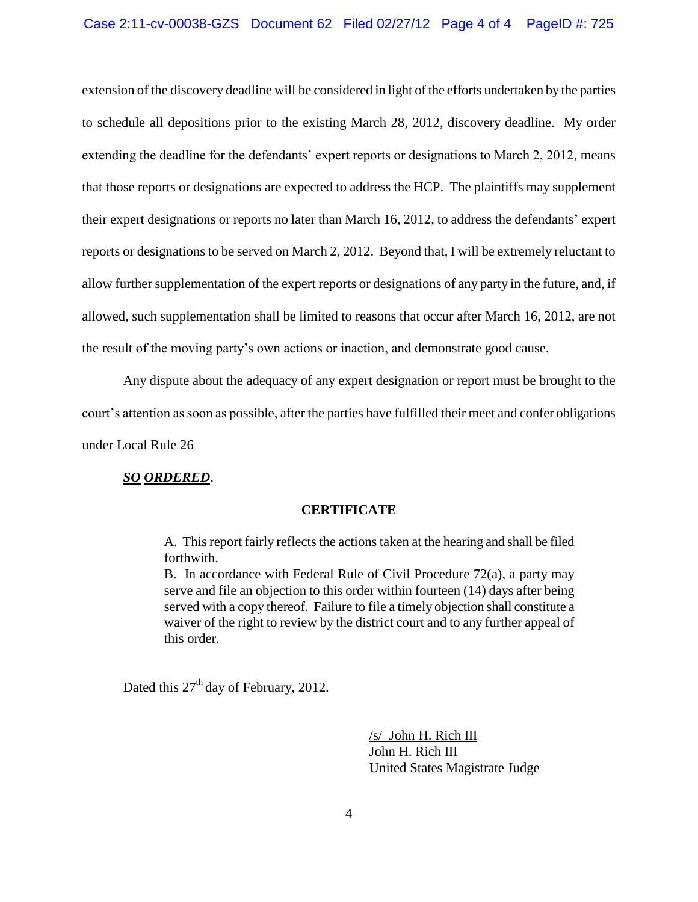extension of the discovery deadline will be considered in light of the efforts undertaken by the parties to schedule all depositions prior to the existing March 28, 2012, discovery deadline. My order extending the deadline for the defendants' expert reports or designations to March 2, 2012, means that those reports or designations are expected to address the HCP. The plaintiffs may supplement their expert designations or reports no later than March 16, 2012, to address the defendants' expert reports or designations to be served on March 2, 2012. Beyond that, I will be extremely reluctant to allow further supplementation of the expert reports or designations of any party in the future, and, if allowed, such supplementation shall be limited to reasons that occur after March 16, 2012, are not the result of the moving party's own actions or inaction, and demonstrate good cause.

Any dispute about the adequacy of any expert designation or report must be brought to the court's attention as soon as possible, after the parties have fulfilled their meet and confer obligations under Local Rule 26

***SO ORDERED***.

**CERTIFICATE**

A. This report fairly reflects the actions taken at the hearing and shall be filed forthwith.
B. In accordance with Federal Rule of Civil Procedure 72(a), a party may serve and file an objection to this order within fourteen (14) days after being served with a copy thereof. Failure to file a timely objection shall constitute a waiver of the right to review by the district court and to any further appeal of this order.

Dated this 27th day of February, 2012.

/s/ John H. Rich III
John H. Rich III
United States Magistrate Judge